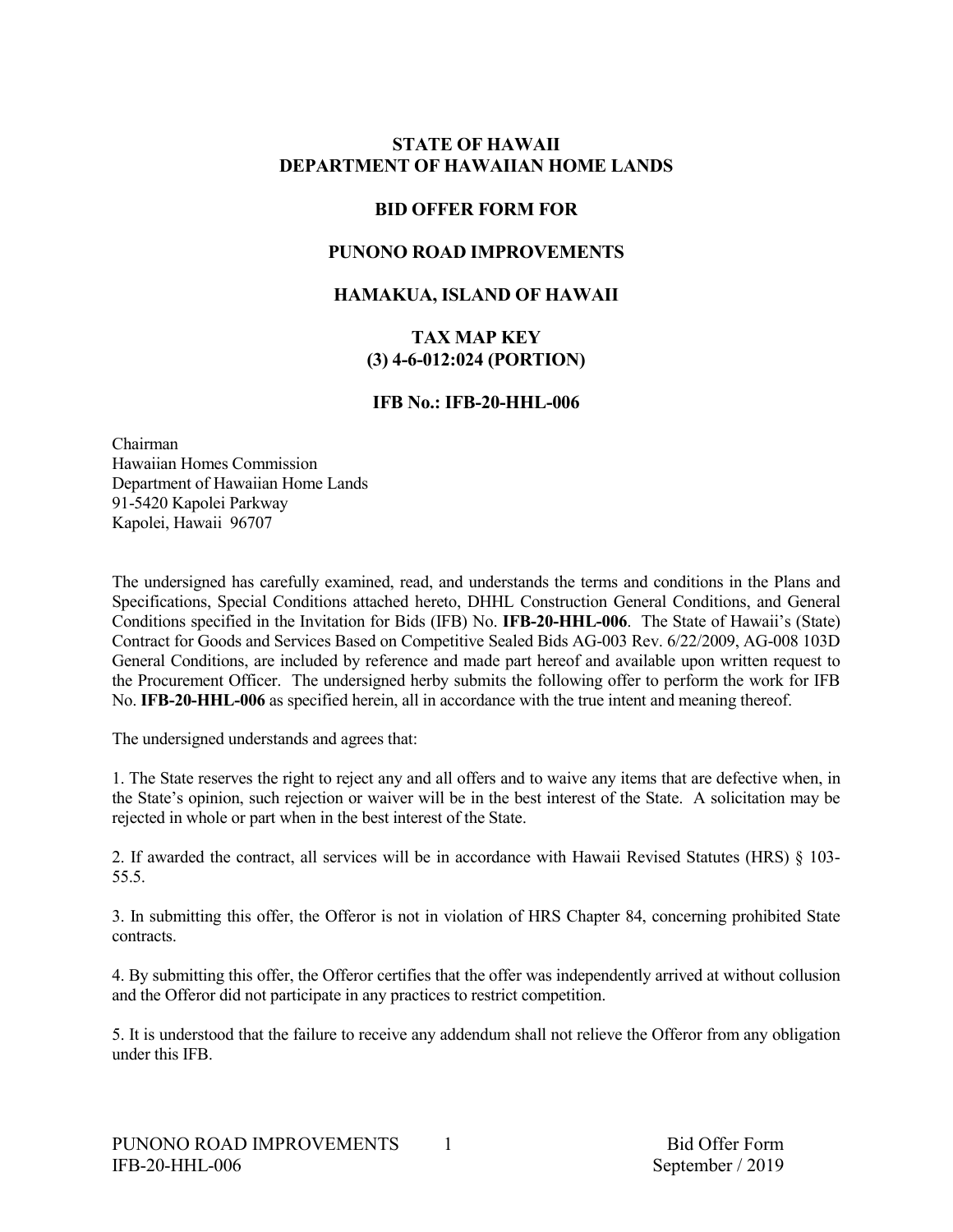**STATE OF HAWAII**
**DEPARTMENT OF HAWAIIAN HOME LANDS**

**BID OFFER FORM FOR**

**PUNONO ROAD IMPROVEMENTS**

**HAMAKUA, ISLAND OF HAWAII**

**TAX MAP KEY**
**(3) 4-6-012:024 (PORTION)**

**IFB No.: IFB-20-HHL-006**

Chairman
Hawaiian Homes Commission
Department of Hawaiian Home Lands
91-5420 Kapolei Parkway
Kapolei, Hawaii 96707

The undersigned has carefully examined, read, and understands the terms and conditions in the Plans and Specifications, Special Conditions attached hereto, DHHL Construction General Conditions, and General Conditions specified in the Invitation for Bids (IFB) No. **IFB-20-HHL-006**. The State of Hawaii's (State) Contract for Goods and Services Based on Competitive Sealed Bids AG-003 Rev. 6/22/2009, AG-008 103D General Conditions, are included by reference and made part hereof and available upon written request to the Procurement Officer. The undersigned herby submits the following offer to perform the work for IFB No. **IFB-20-HHL-006** as specified herein, all in accordance with the true intent and meaning thereof.

The undersigned understands and agrees that:

1. The State reserves the right to reject any and all offers and to waive any items that are defective when, in the State's opinion, such rejection or waiver will be in the best interest of the State. A solicitation may be rejected in whole or part when in the best interest of the State.

2. If awarded the contract, all services will be in accordance with Hawaii Revised Statutes (HRS) § 103-55.5.

3. In submitting this offer, the Offeror is not in violation of HRS Chapter 84, concerning prohibited State contracts.

4. By submitting this offer, the Offeror certifies that the offer was independently arrived at without collusion and the Offeror did not participate in any practices to restrict competition.

5. It is understood that the failure to receive any addendum shall not relieve the Offeror from any obligation under this IFB.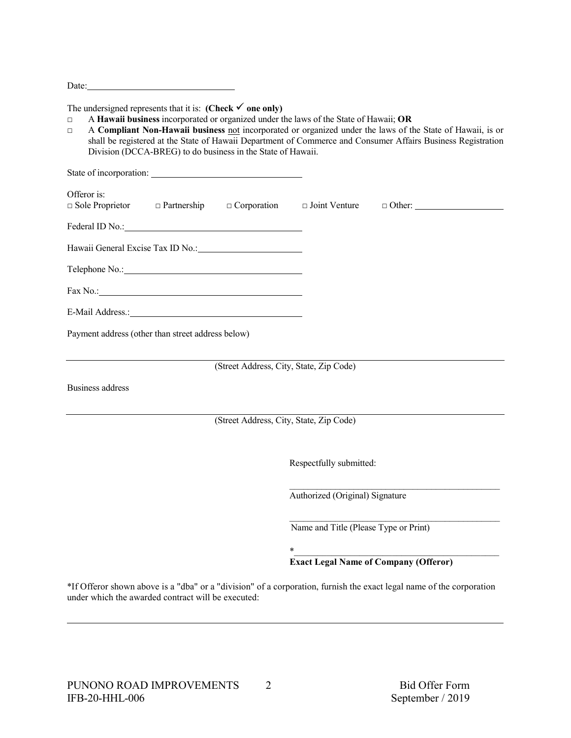Date: ______________________________

The undersigned represents that it is: **(Check ✓ one only)**

- □ A **Hawaii business** incorporated or organized under the laws of the State of Hawaii; **OR**
- □ A **Compliant Non-Hawaii business** not incorporated or organized under the laws of the State of Hawaii, is or shall be registered at the State of Hawaii Department of Commerce and Consumer Affairs Business Registration Division (DCCA-BREG) to do business in the State of Hawaii.

State of incorporation: ______________________________

Offeror is:
□ Sole Proprietor  □ Partnership  □ Corporation  □ Joint Venture  □ Other: ____________________

Federal ID No.: ______________________________

Hawaii General Excise Tax ID No.: ______________________________

Telephone No.: ______________________________

Fax No.: ______________________________

E-Mail Address.: ______________________________

Payment address (other than street address below)

______________________________________________________________________
(Street Address, City, State, Zip Code)

Business address

______________________________________________________________________
(Street Address, City, State, Zip Code)

Respectfully submitted:

______________________________________________
Authorized (Original) Signature

______________________________________________
Name and Title (Please Type or Print)

*______________________________________________
**Exact Legal Name of Company (Offeror)**

*If Offeror shown above is a "dba" or a "division" of a corporation, furnish the exact legal name of the corporation under which the awarded contract will be executed:

______________________________________________________________________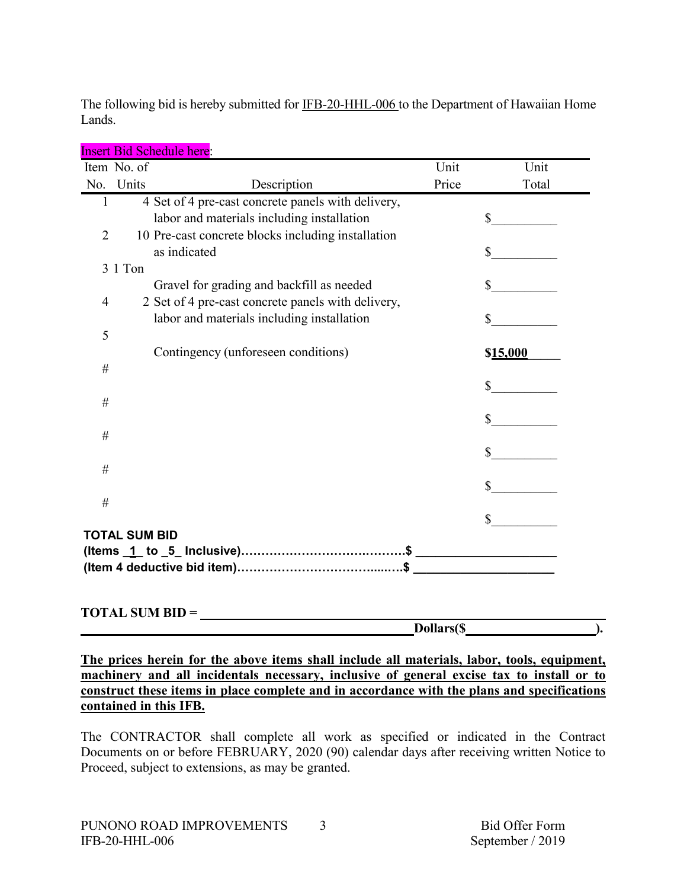The following bid is hereby submitted for IFB-20-HHL-006 to the Department of Hawaiian Home Lands.

Insert Bid Schedule here:

| Item No. | No. of Units | Description | Unit Price | Unit Total |
|---|---|---|---|---|
| 1 | 4 | Set of 4 pre-cast concrete panels with delivery, labor and materials including installation | | $__________ |
| 2 | 10 | Pre-cast concrete blocks including installation as indicated | | $__________ |
| 3 | 1 Ton | Gravel for grading and backfill as needed | | $__________ |
| 4 | 2 | Set of 4 pre-cast concrete panels with delivery, labor and materials including installation | | $__________ |
| 5 | | Contingency (unforeseen conditions) | | **$15,000** |
| # | | | | $__________ |
| # | | | | $__________ |
| # | | | | $__________ |
| # | | | | $__________ |
| # | | | | $__________ |

**TOTAL SUM BID**
**(Items _1_ to _5_ Inclusive)……………………………………$ ____________________**
**(Item 4 deductive bid item)………………………………...….$ ____________________**

**TOTAL SUM BID = ______________________________________________________**
**______________________________________________________Dollars($____________________).**

**The prices herein for the above items shall include all materials, labor, tools, equipment, machinery and all incidentals necessary, inclusive of general excise tax to install or to construct these items in place complete and in accordance with the plans and specifications contained in this IFB.**

The CONTRACTOR shall complete all work as specified or indicated in the Contract Documents on or before FEBRUARY, 2020 (90) calendar days after receiving written Notice to Proceed, subject to extensions, as may be granted.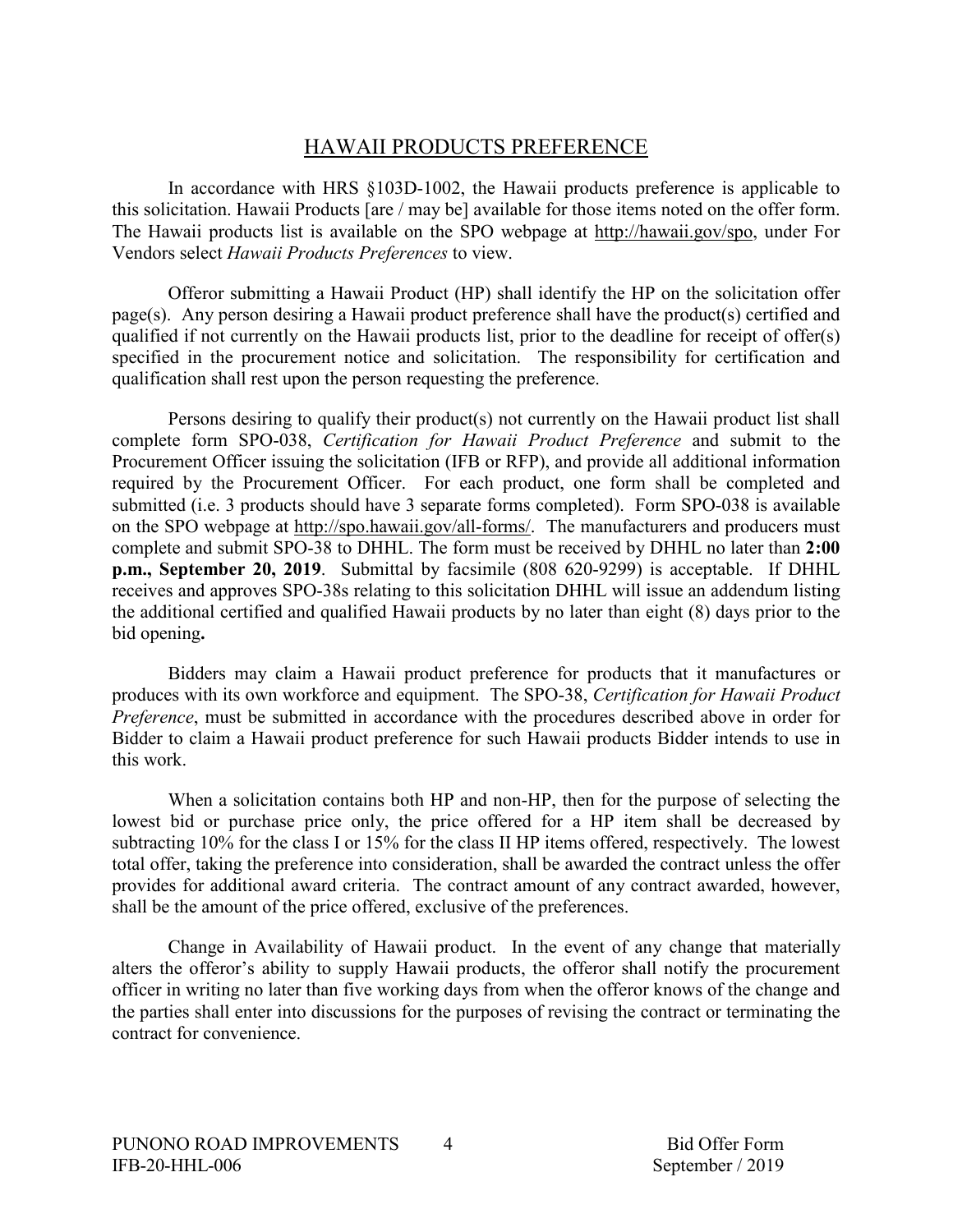# HAWAII PRODUCTS PREFERENCE

In accordance with HRS §103D-1002, the Hawaii products preference is applicable to this solicitation. Hawaii Products [are / may be] available for those items noted on the offer form. The Hawaii products list is available on the SPO webpage at http://hawaii.gov/spo, under For Vendors select *Hawaii Products Preferences* to view.

Offeror submitting a Hawaii Product (HP) shall identify the HP on the solicitation offer page(s). Any person desiring a Hawaii product preference shall have the product(s) certified and qualified if not currently on the Hawaii products list, prior to the deadline for receipt of offer(s) specified in the procurement notice and solicitation. The responsibility for certification and qualification shall rest upon the person requesting the preference.

Persons desiring to qualify their product(s) not currently on the Hawaii product list shall complete form SPO-038, *Certification for Hawaii Product Preference* and submit to the Procurement Officer issuing the solicitation (IFB or RFP), and provide all additional information required by the Procurement Officer. For each product, one form shall be completed and submitted (i.e. 3 products should have 3 separate forms completed). Form SPO-038 is available on the SPO webpage at http://spo.hawaii.gov/all-forms/. The manufacturers and producers must complete and submit SPO-38 to DHHL. The form must be received by DHHL no later than **2:00 p.m., September 20, 2019**. Submittal by facsimile (808 620-9299) is acceptable. If DHHL receives and approves SPO-38s relating to this solicitation DHHL will issue an addendum listing the additional certified and qualified Hawaii products by no later than eight (8) days prior to the bid opening**.**

Bidders may claim a Hawaii product preference for products that it manufactures or produces with its own workforce and equipment. The SPO-38, *Certification for Hawaii Product Preference*, must be submitted in accordance with the procedures described above in order for Bidder to claim a Hawaii product preference for such Hawaii products Bidder intends to use in this work.

When a solicitation contains both HP and non-HP, then for the purpose of selecting the lowest bid or purchase price only, the price offered for a HP item shall be decreased by subtracting 10% for the class I or 15% for the class II HP items offered, respectively. The lowest total offer, taking the preference into consideration, shall be awarded the contract unless the offer provides for additional award criteria. The contract amount of any contract awarded, however, shall be the amount of the price offered, exclusive of the preferences.

Change in Availability of Hawaii product. In the event of any change that materially alters the offeror's ability to supply Hawaii products, the offeror shall notify the procurement officer in writing no later than five working days from when the offeror knows of the change and the parties shall enter into discussions for the purposes of revising the contract or terminating the contract for convenience.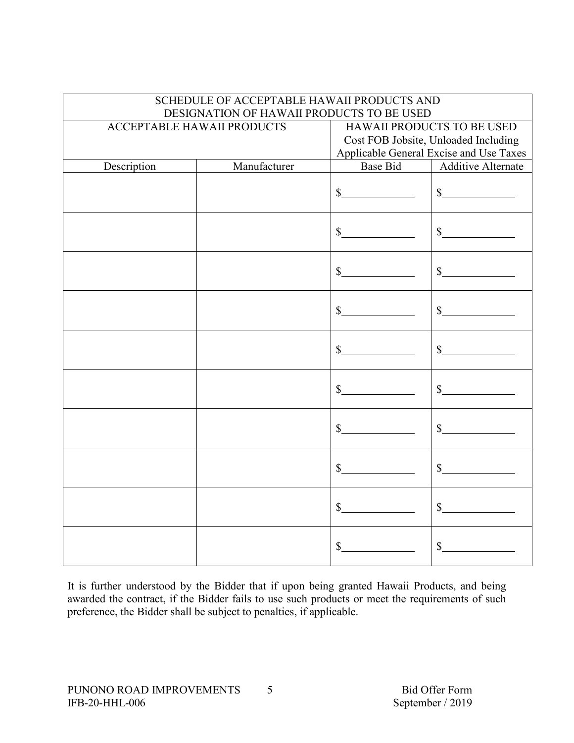| SCHEDULE OF ACCEPTABLE HAWAII PRODUCTS AND DESIGNATION OF HAWAII PRODUCTS TO BE USED | | | |
|---|---|---|---|
| ACCEPTABLE HAWAII PRODUCTS | | HAWAII PRODUCTS TO BE USED Cost FOB Jobsite, Unloaded Including Applicable General Excise and Use Taxes | |
| Description | Manufacturer | Base Bid | Additive Alternate |
| | | $____________ | $____________ |
| | | $____________ | $____________ |
| | | $____________ | $____________ |
| | | $____________ | $____________ |
| | | $____________ | $____________ |
| | | $____________ | $____________ |
| | | $____________ | $____________ |
| | | $____________ | $____________ |
| | | $____________ | $____________ |
| | | $____________ | $____________ |

It is further understood by the Bidder that if upon being granted Hawaii Products, and being awarded the contract, if the Bidder fails to use such products or meet the requirements of such preference, the Bidder shall be subject to penalties, if applicable.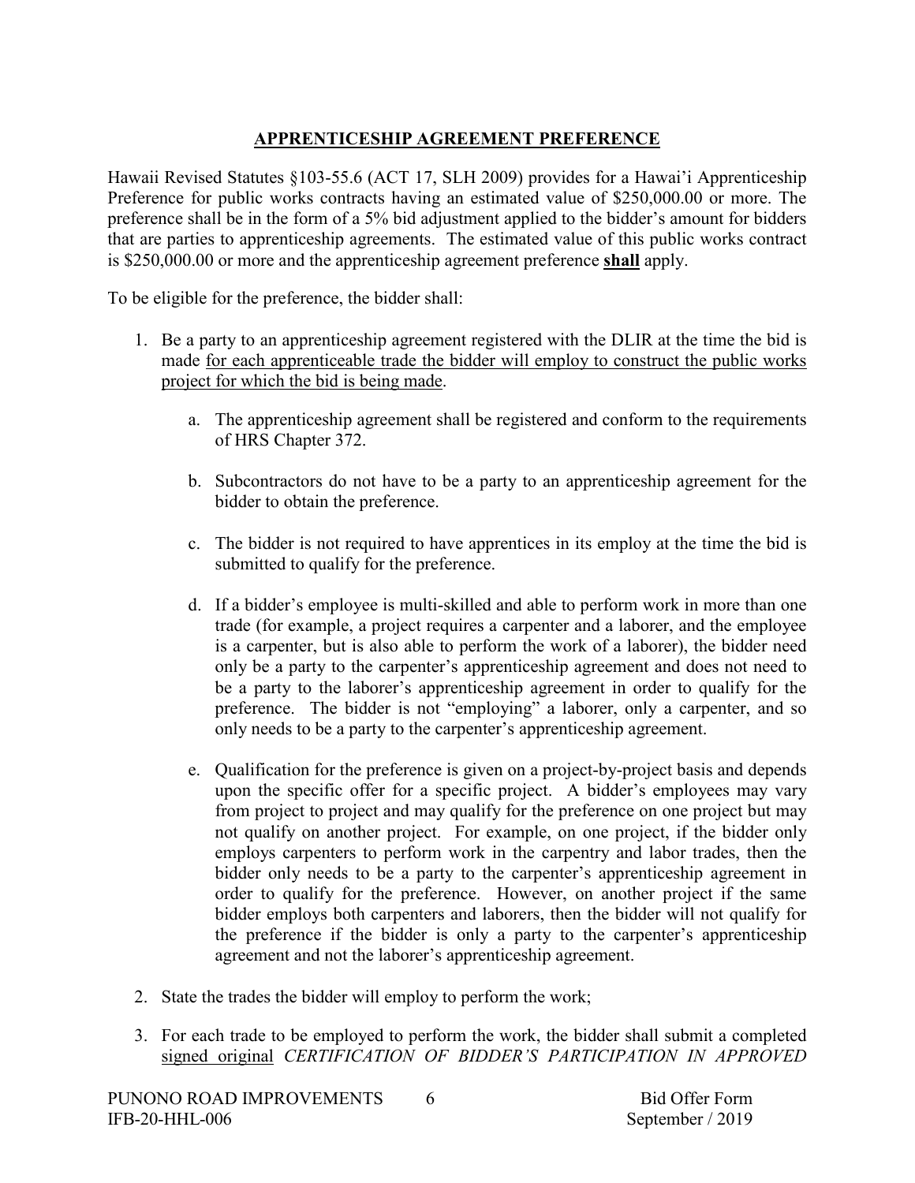## APPRENTICESHIP AGREEMENT PREFERENCE

Hawaii Revised Statutes §103-55.6 (ACT 17, SLH 2009) provides for a Hawai'i Apprenticeship Preference for public works contracts having an estimated value of $250,000.00 or more. The preference shall be in the form of a 5% bid adjustment applied to the bidder's amount for bidders that are parties to apprenticeship agreements. The estimated value of this public works contract is $250,000.00 or more and the apprenticeship agreement preference **shall** apply.

To be eligible for the preference, the bidder shall:

1. Be a party to an apprenticeship agreement registered with the DLIR at the time the bid is made for each apprenticeable trade the bidder will employ to construct the public works project for which the bid is being made.

   a. The apprenticeship agreement shall be registered and conform to the requirements of HRS Chapter 372.

   b. Subcontractors do not have to be a party to an apprenticeship agreement for the bidder to obtain the preference.

   c. The bidder is not required to have apprentices in its employ at the time the bid is submitted to qualify for the preference.

   d. If a bidder's employee is multi-skilled and able to perform work in more than one trade (for example, a project requires a carpenter and a laborer, and the employee is a carpenter, but is also able to perform the work of a laborer), the bidder need only be a party to the carpenter's apprenticeship agreement and does not need to be a party to the laborer's apprenticeship agreement in order to qualify for the preference. The bidder is not "employing" a laborer, only a carpenter, and so only needs to be a party to the carpenter's apprenticeship agreement.

   e. Qualification for the preference is given on a project-by-project basis and depends upon the specific offer for a specific project. A bidder's employees may vary from project to project and may qualify for the preference on one project but may not qualify on another project. For example, on one project, if the bidder only employs carpenters to perform work in the carpentry and labor trades, then the bidder only needs to be a party to the carpenter's apprenticeship agreement in order to qualify for the preference. However, on another project if the same bidder employs both carpenters and laborers, then the bidder will not qualify for the preference if the bidder is only a party to the carpenter's apprenticeship agreement and not the laborer's apprenticeship agreement.

2. State the trades the bidder will employ to perform the work;

3. For each trade to be employed to perform the work, the bidder shall submit a completed signed original *CERTIFICATION OF BIDDER'S PARTICIPATION IN APPROVED*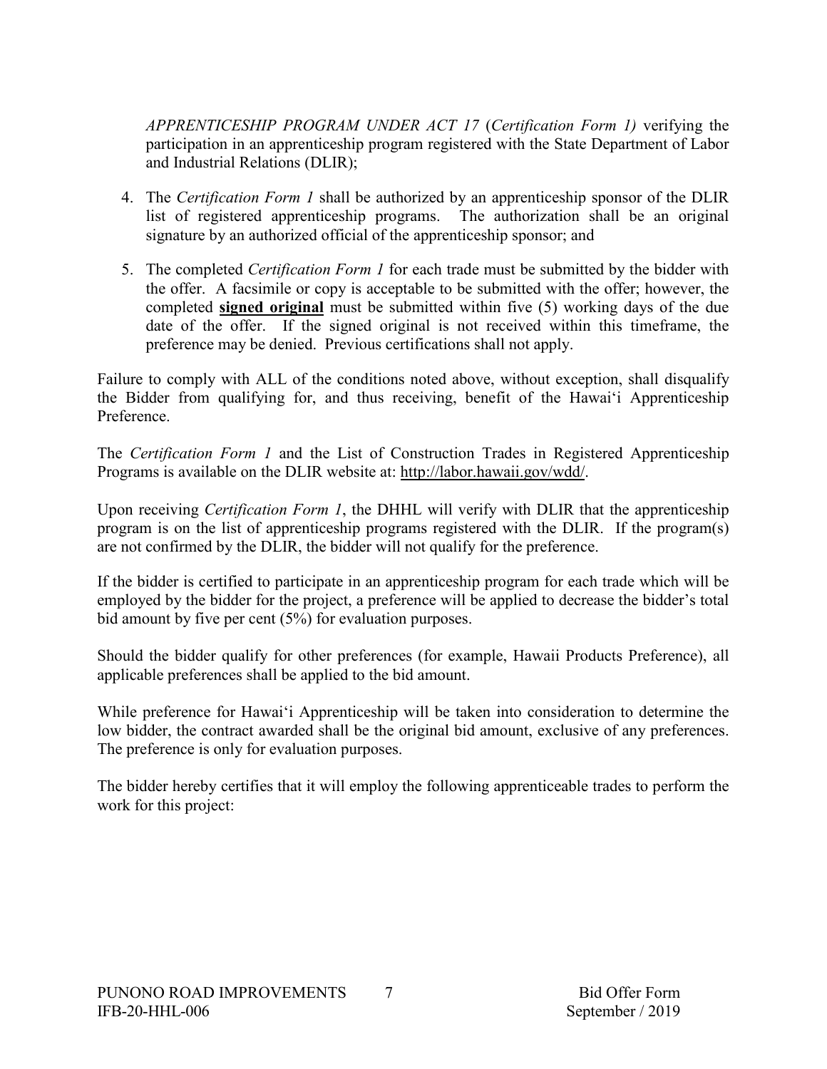*APPRENTICESHIP PROGRAM UNDER ACT 17* (*Certification Form 1)* verifying the participation in an apprenticeship program registered with the State Department of Labor and Industrial Relations (DLIR);

4. The *Certification Form 1* shall be authorized by an apprenticeship sponsor of the DLIR list of registered apprenticeship programs. The authorization shall be an original signature by an authorized official of the apprenticeship sponsor; and

5. The completed *Certification Form 1* for each trade must be submitted by the bidder with the offer. A facsimile or copy is acceptable to be submitted with the offer; however, the completed **signed original** must be submitted within five (5) working days of the due date of the offer. If the signed original is not received within this timeframe, the preference may be denied. Previous certifications shall not apply.

Failure to comply with ALL of the conditions noted above, without exception, shall disqualify the Bidder from qualifying for, and thus receiving, benefit of the Hawai'i Apprenticeship Preference.

The *Certification Form 1* and the List of Construction Trades in Registered Apprenticeship Programs is available on the DLIR website at: http://labor.hawaii.gov/wdd/.

Upon receiving *Certification Form 1*, the DHHL will verify with DLIR that the apprenticeship program is on the list of apprenticeship programs registered with the DLIR. If the program(s) are not confirmed by the DLIR, the bidder will not qualify for the preference.

If the bidder is certified to participate in an apprenticeship program for each trade which will be employed by the bidder for the project, a preference will be applied to decrease the bidder's total bid amount by five per cent (5%) for evaluation purposes.

Should the bidder qualify for other preferences (for example, Hawaii Products Preference), all applicable preferences shall be applied to the bid amount.

While preference for Hawai'i Apprenticeship will be taken into consideration to determine the low bidder, the contract awarded shall be the original bid amount, exclusive of any preferences. The preference is only for evaluation purposes.

The bidder hereby certifies that it will employ the following apprenticeable trades to perform the work for this project: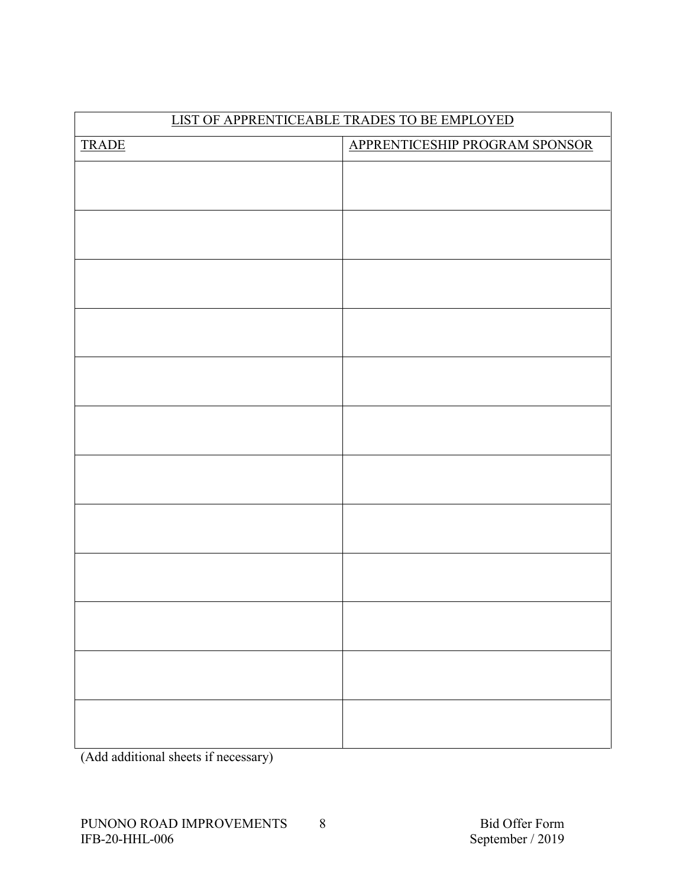| LIST OF APPRENTICEABLE TRADES TO BE EMPLOYED | |
|---|---|
| TRADE | APPRENTICESHIP PROGRAM SPONSOR |
| | |
| | |
| | |
| | |
| | |
| | |
| | |
| | |
| | |
| | |
| | |
| | |

(Add additional sheets if necessary)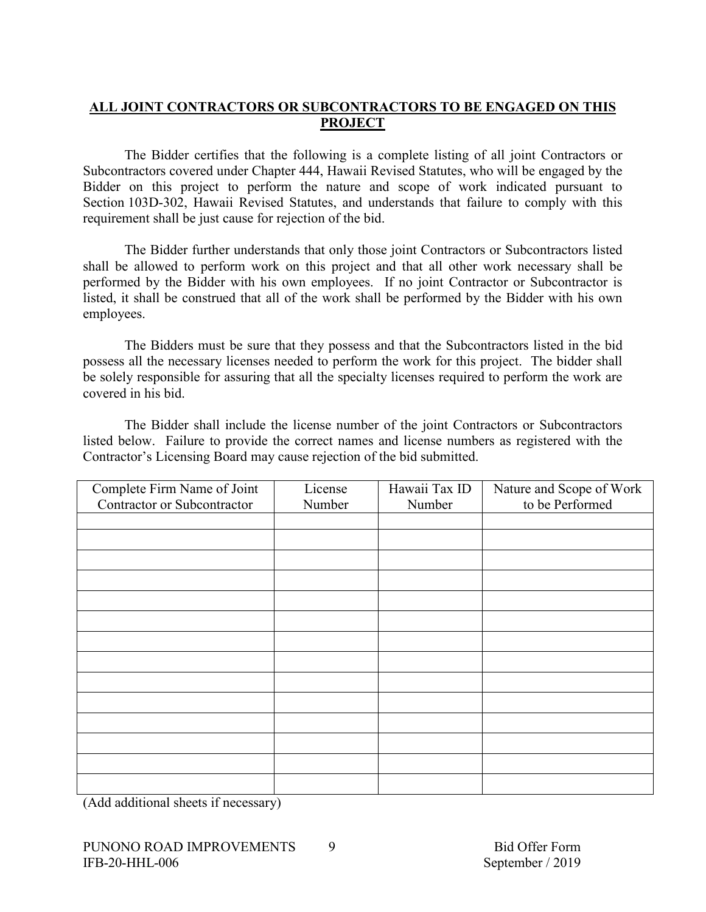## ALL JOINT CONTRACTORS OR SUBCONTRACTORS TO BE ENGAGED ON THIS PROJECT

The Bidder certifies that the following is a complete listing of all joint Contractors or Subcontractors covered under Chapter 444, Hawaii Revised Statutes, who will be engaged by the Bidder on this project to perform the nature and scope of work indicated pursuant to Section 103D-302, Hawaii Revised Statutes, and understands that failure to comply with this requirement shall be just cause for rejection of the bid.

The Bidder further understands that only those joint Contractors or Subcontractors listed shall be allowed to perform work on this project and that all other work necessary shall be performed by the Bidder with his own employees. If no joint Contractor or Subcontractor is listed, it shall be construed that all of the work shall be performed by the Bidder with his own employees.

The Bidders must be sure that they possess and that the Subcontractors listed in the bid possess all the necessary licenses needed to perform the work for this project. The bidder shall be solely responsible for assuring that all the specialty licenses required to perform the work are covered in his bid.

The Bidder shall include the license number of the joint Contractors or Subcontractors listed below. Failure to provide the correct names and license numbers as registered with the Contractor's Licensing Board may cause rejection of the bid submitted.

| Complete Firm Name of Joint Contractor or Subcontractor | License Number | Hawaii Tax ID Number | Nature and Scope of Work to be Performed |
|---|---|---|---|
| | | | |
| | | | |
| | | | |
| | | | |
| | | | |
| | | | |
| | | | |
| | | | |
| | | | |
| | | | |
| | | | |
| | | | |
| | | | |
| | | | |

(Add additional sheets if necessary)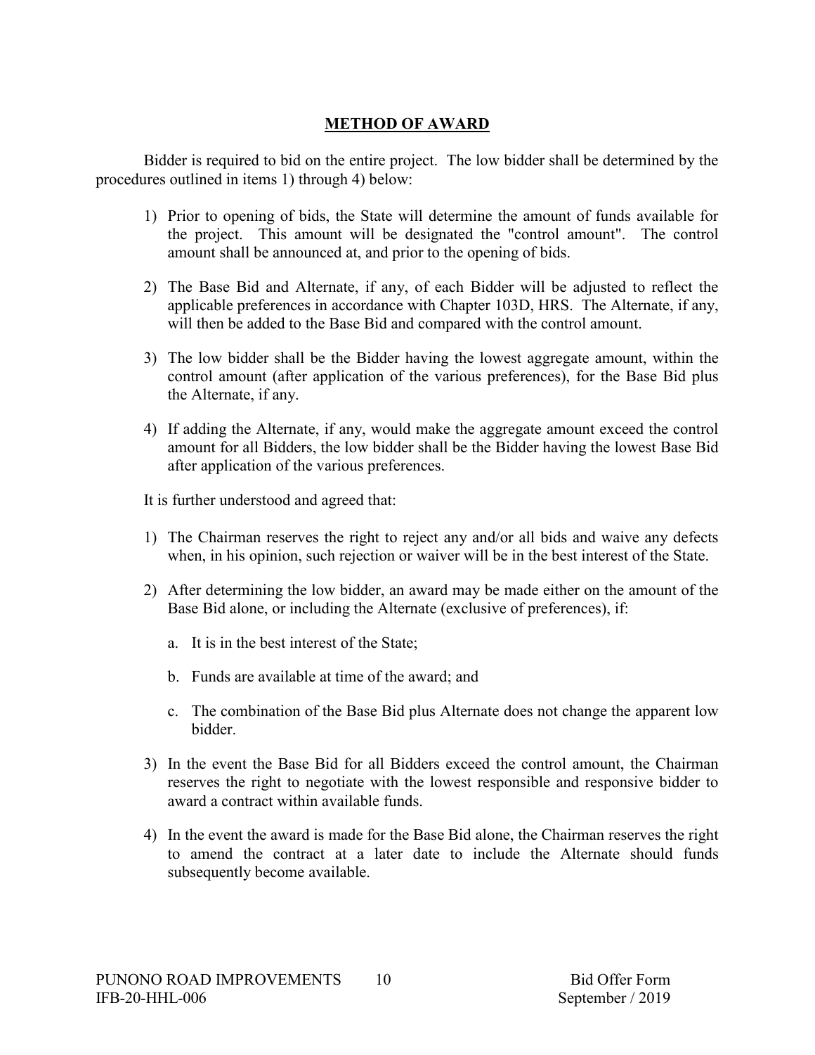## METHOD OF AWARD

Bidder is required to bid on the entire project. The low bidder shall be determined by the procedures outlined in items 1) through 4) below:

1) Prior to opening of bids, the State will determine the amount of funds available for the project. This amount will be designated the "control amount". The control amount shall be announced at, and prior to the opening of bids.

2) The Base Bid and Alternate, if any, of each Bidder will be adjusted to reflect the applicable preferences in accordance with Chapter 103D, HRS. The Alternate, if any, will then be added to the Base Bid and compared with the control amount.

3) The low bidder shall be the Bidder having the lowest aggregate amount, within the control amount (after application of the various preferences), for the Base Bid plus the Alternate, if any.

4) If adding the Alternate, if any, would make the aggregate amount exceed the control amount for all Bidders, the low bidder shall be the Bidder having the lowest Base Bid after application of the various preferences.

It is further understood and agreed that:

1) The Chairman reserves the right to reject any and/or all bids and waive any defects when, in his opinion, such rejection or waiver will be in the best interest of the State.

2) After determining the low bidder, an award may be made either on the amount of the Base Bid alone, or including the Alternate (exclusive of preferences), if:

   a. It is in the best interest of the State;

   b. Funds are available at time of the award; and

   c. The combination of the Base Bid plus Alternate does not change the apparent low bidder.

3) In the event the Base Bid for all Bidders exceed the control amount, the Chairman reserves the right to negotiate with the lowest responsible and responsive bidder to award a contract within available funds.

4) In the event the award is made for the Base Bid alone, the Chairman reserves the right to amend the contract at a later date to include the Alternate should funds subsequently become available.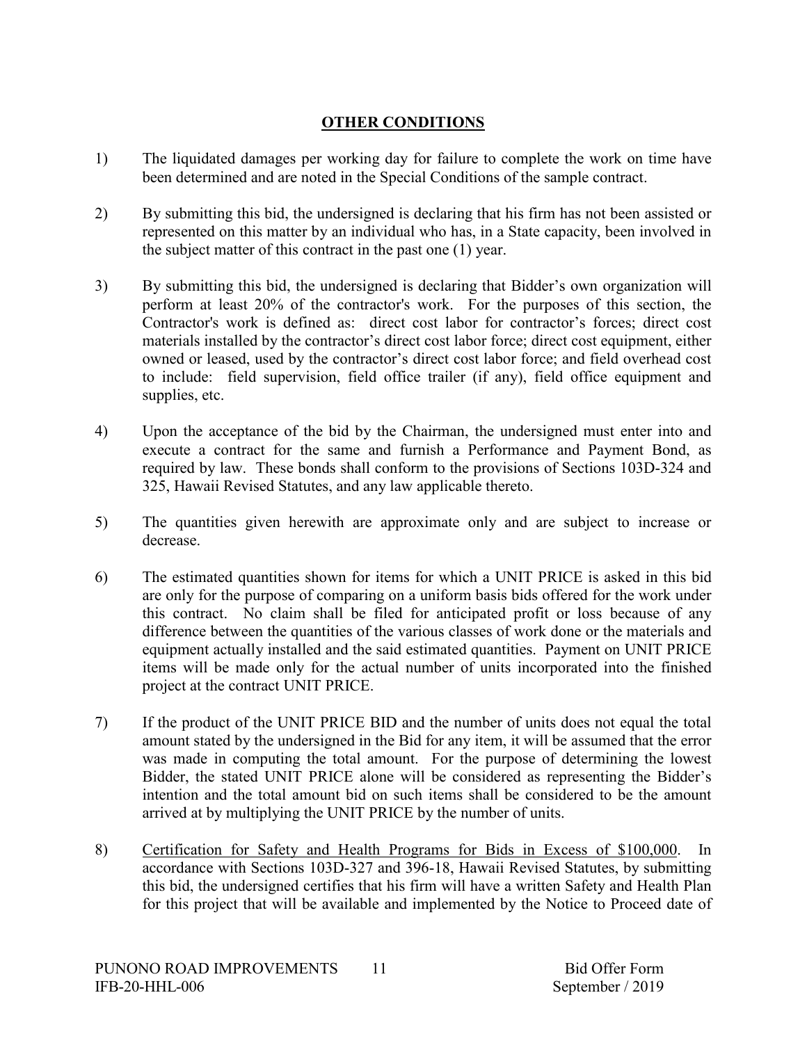## OTHER CONDITIONS

1) The liquidated damages per working day for failure to complete the work on time have been determined and are noted in the Special Conditions of the sample contract.

2) By submitting this bid, the undersigned is declaring that his firm has not been assisted or represented on this matter by an individual who has, in a State capacity, been involved in the subject matter of this contract in the past one (1) year.

3) By submitting this bid, the undersigned is declaring that Bidder's own organization will perform at least 20% of the contractor's work. For the purposes of this section, the Contractor's work is defined as: direct cost labor for contractor's forces; direct cost materials installed by the contractor's direct cost labor force; direct cost equipment, either owned or leased, used by the contractor's direct cost labor force; and field overhead cost to include: field supervision, field office trailer (if any), field office equipment and supplies, etc.

4) Upon the acceptance of the bid by the Chairman, the undersigned must enter into and execute a contract for the same and furnish a Performance and Payment Bond, as required by law. These bonds shall conform to the provisions of Sections 103D-324 and 325, Hawaii Revised Statutes, and any law applicable thereto.

5) The quantities given herewith are approximate only and are subject to increase or decrease.

6) The estimated quantities shown for items for which a UNIT PRICE is asked in this bid are only for the purpose of comparing on a uniform basis bids offered for the work under this contract. No claim shall be filed for anticipated profit or loss because of any difference between the quantities of the various classes of work done or the materials and equipment actually installed and the said estimated quantities. Payment on UNIT PRICE items will be made only for the actual number of units incorporated into the finished project at the contract UNIT PRICE.

7) If the product of the UNIT PRICE BID and the number of units does not equal the total amount stated by the undersigned in the Bid for any item, it will be assumed that the error was made in computing the total amount. For the purpose of determining the lowest Bidder, the stated UNIT PRICE alone will be considered as representing the Bidder's intention and the total amount bid on such items shall be considered to be the amount arrived at by multiplying the UNIT PRICE by the number of units.

8) <u>Certification for Safety and Health Programs for Bids in Excess of $100,000</u>. In accordance with Sections 103D-327 and 396-18, Hawaii Revised Statutes, by submitting this bid, the undersigned certifies that his firm will have a written Safety and Health Plan for this project that will be available and implemented by the Notice to Proceed date of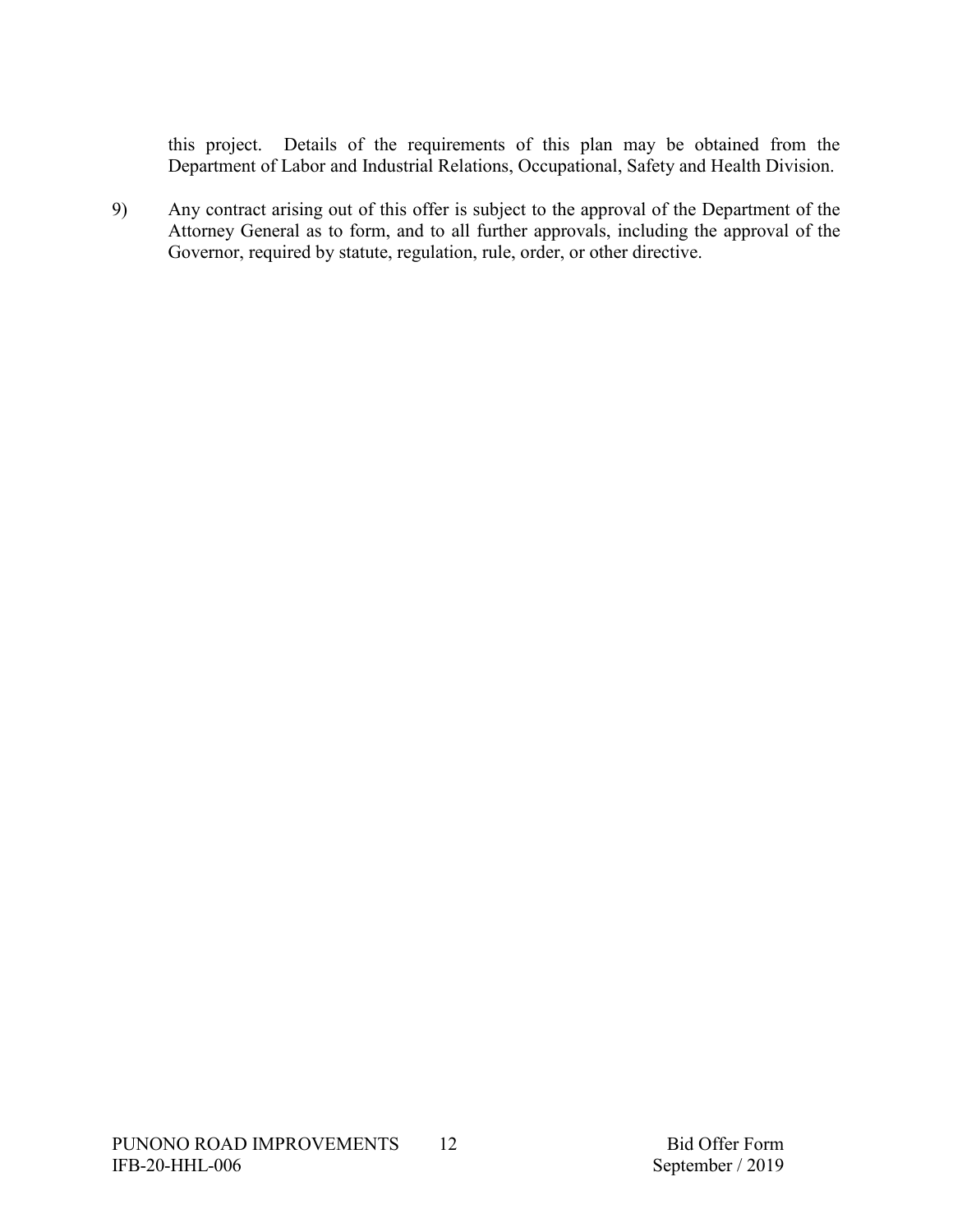this project. Details of the requirements of this plan may be obtained from the Department of Labor and Industrial Relations, Occupational, Safety and Health Division.

9) Any contract arising out of this offer is subject to the approval of the Department of the Attorney General as to form, and to all further approvals, including the approval of the Governor, required by statute, regulation, rule, order, or other directive.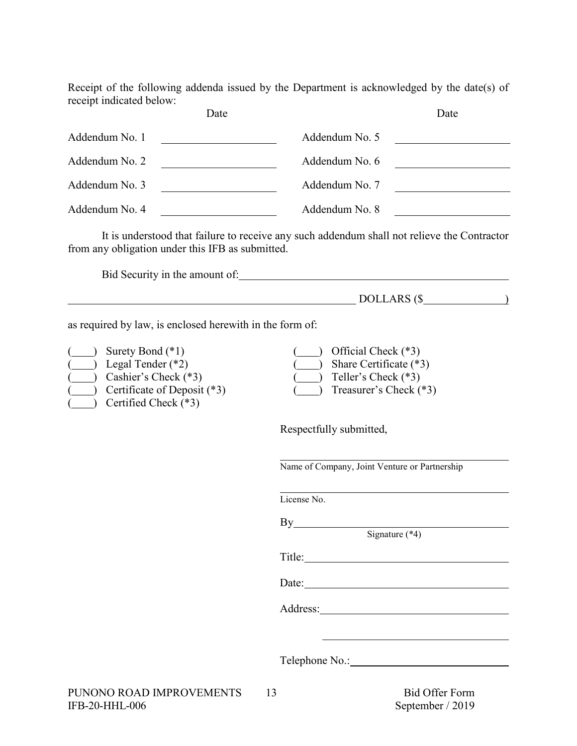Receipt of the following addenda issued by the Department is acknowledged by the date(s) of receipt indicated below:

| | Date | | Date |
|---|---|---|---|
| Addendum No. 1 | ____________________ | Addendum No. 5 | ____________________ |
| Addendum No. 2 | ____________________ | Addendum No. 6 | ____________________ |
| Addendum No. 3 | ____________________ | Addendum No. 7 | ____________________ |
| Addendum No. 4 | ____________________ | Addendum No. 8 | ____________________ |

It is understood that failure to receive any such addendum shall not relieve the Contractor from any obligation under this IFB as submitted.

Bid Security in the amount of: ________________________________________________

______________________________________________________ DOLLARS ($______________)

as required by law, is enclosed herewith in the form of:

(____) Surety Bond (*1)
(____) Legal Tender (*2)
(____) Cashier's Check (*3)
(____) Certificate of Deposit (*3)
(____) Certified Check (*3)
(____) Official Check (*3)
(____) Share Certificate (*3)
(____) Teller's Check (*3)
(____) Treasurer's Check (*3)

Respectfully submitted,

____________________________________________
Name of Company, Joint Venture or Partnership

____________________________________________
License No.

By__________________________________________
Signature (*4)

Title: ______________________________________

Date: ______________________________________

Address: ___________________________________

____________________________________________

Telephone No.: _____________________________

PUNONO ROAD IMPROVEMENTS
IFB-20-HHL-006

Bid Offer Form
September / 2019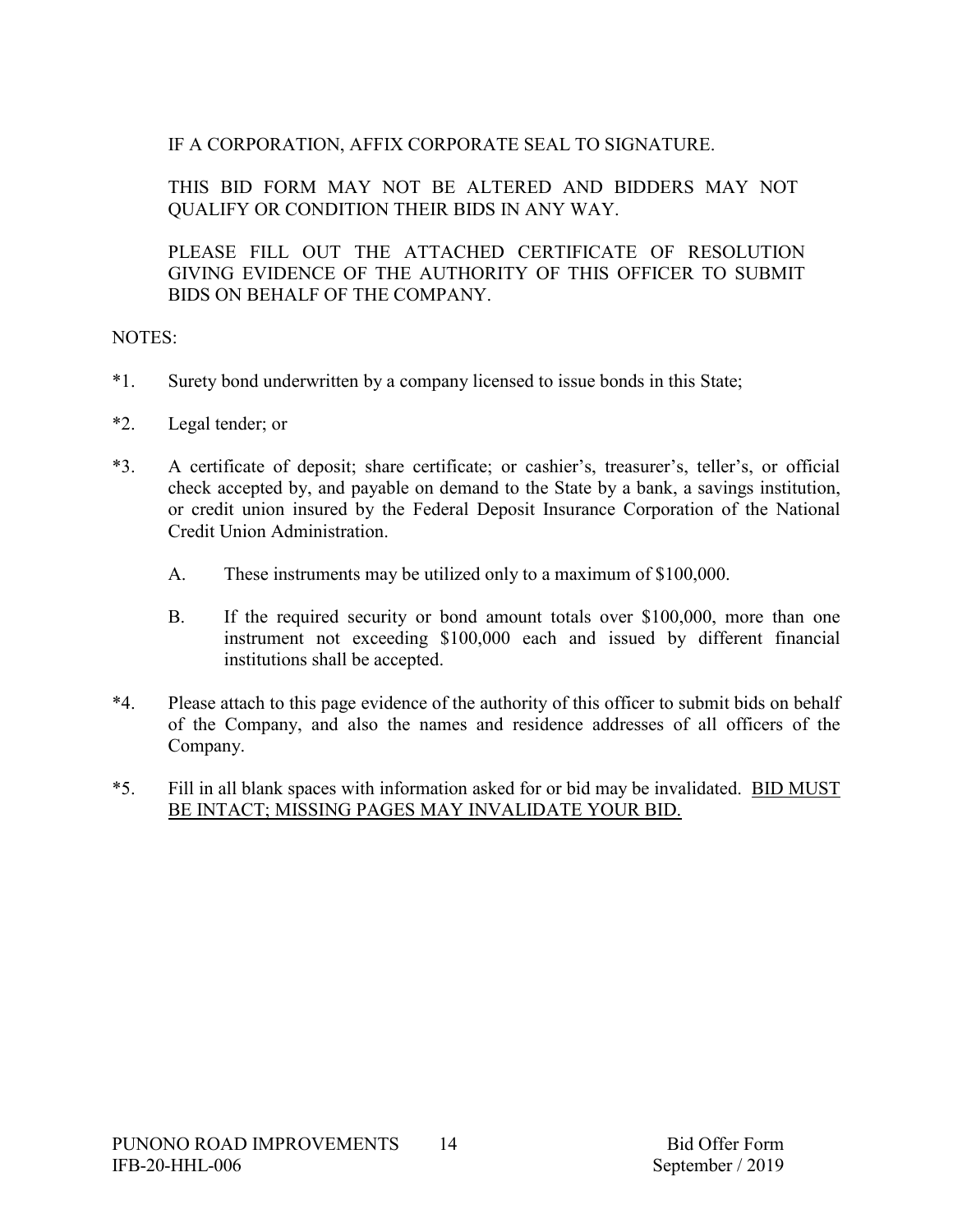IF A CORPORATION, AFFIX CORPORATE SEAL TO SIGNATURE.

THIS BID FORM MAY NOT BE ALTERED AND BIDDERS MAY NOT QUALIFY OR CONDITION THEIR BIDS IN ANY WAY.

PLEASE FILL OUT THE ATTACHED CERTIFICATE OF RESOLUTION GIVING EVIDENCE OF THE AUTHORITY OF THIS OFFICER TO SUBMIT BIDS ON BEHALF OF THE COMPANY.

NOTES:

*1. Surety bond underwritten by a company licensed to issue bonds in this State;

*2. Legal tender; or

*3. A certificate of deposit; share certificate; or cashier's, treasurer's, teller's, or official check accepted by, and payable on demand to the State by a bank, a savings institution, or credit union insured by the Federal Deposit Insurance Corporation of the National Credit Union Administration.

   A. These instruments may be utilized only to a maximum of $100,000.

   B. If the required security or bond amount totals over $100,000, more than one instrument not exceeding $100,000 each and issued by different financial institutions shall be accepted.

*4. Please attach to this page evidence of the authority of this officer to submit bids on behalf of the Company, and also the names and residence addresses of all officers of the Company.

*5. Fill in all blank spaces with information asked for or bid may be invalidated. <u>BID MUST BE INTACT; MISSING PAGES MAY INVALIDATE YOUR BID.</u>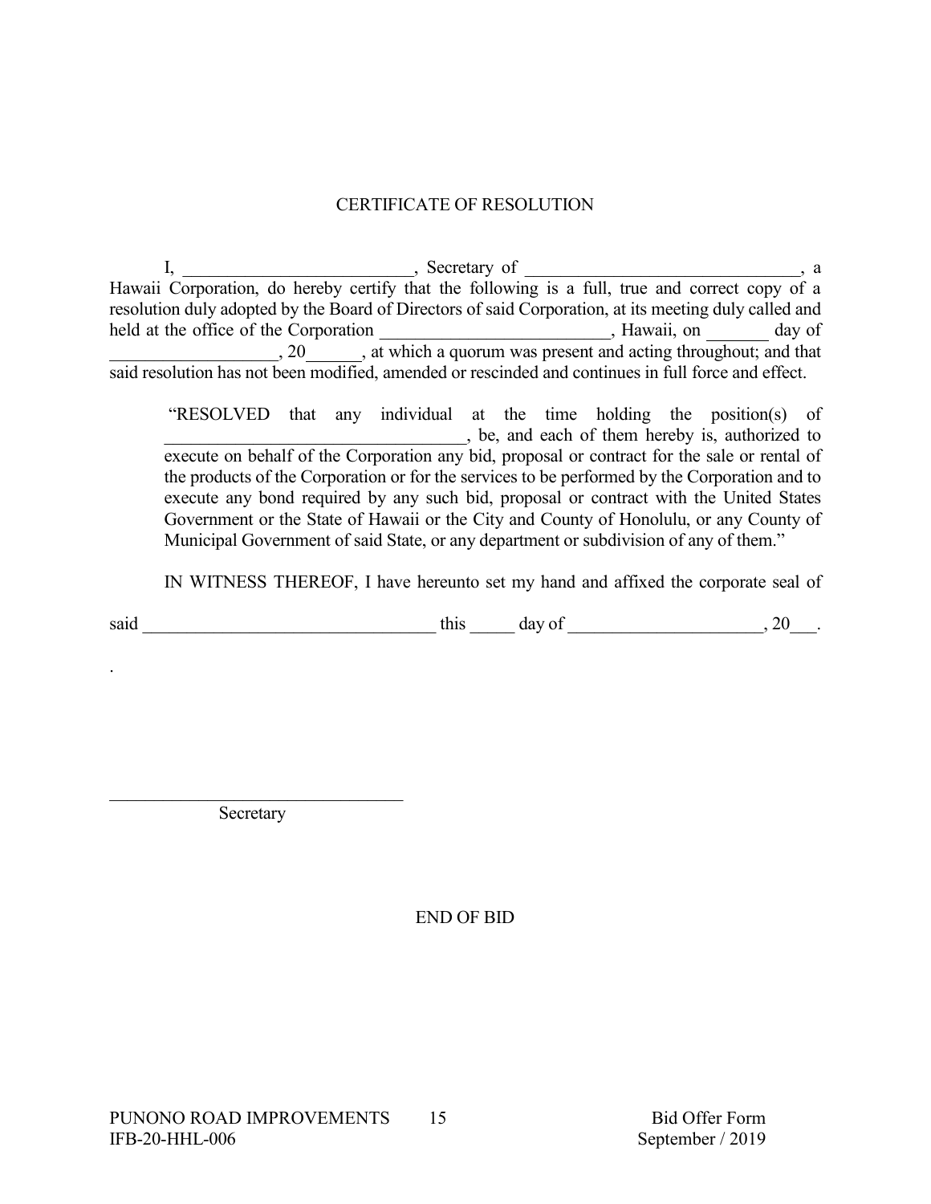# CERTIFICATE OF RESOLUTION

I, __________________________, Secretary of _______________________________, a Hawaii Corporation, do hereby certify that the following is a full, true and correct copy of a resolution duly adopted by the Board of Directors of said Corporation, at its meeting duly called and held at the office of the Corporation __________________________, Hawaii, on _______ day of ___________________, 20______, at which a quorum was present and acting throughout; and that said resolution has not been modified, amended or rescinded and continues in full force and effect.

> "RESOLVED that any individual at the time holding the position(s) of __________________________________, be, and each of them hereby is, authorized to execute on behalf of the Corporation any bid, proposal or contract for the sale or rental of the products of the Corporation or for the services to be performed by the Corporation and to execute any bond required by any such bid, proposal or contract with the United States Government or the State of Hawaii or the City and County of Honolulu, or any County of Municipal Government of said State, or any department or subdivision of any of them."

IN WITNESS THEREOF, I have hereunto set my hand and affixed the corporate seal of said _________________________________ this _____ day of ______________________, 20___.

.

_________________________________
Secretary

END OF BID